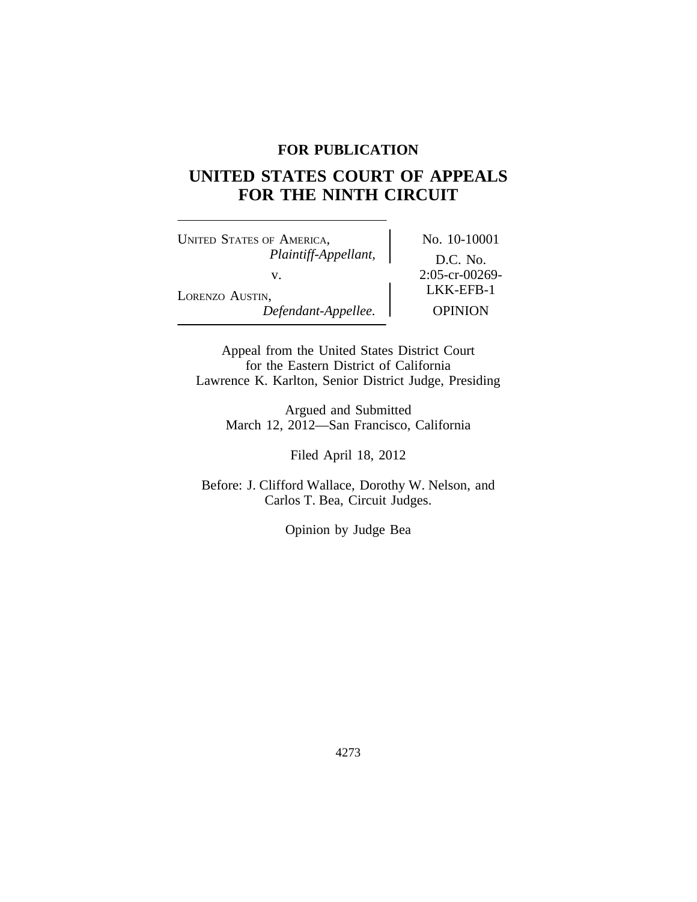**FOR PUBLICATION**

# UNITED STATES COURT OF APPEALS FOR THE NINTH CIRCUIT

| | |
|---|---|
| UNITED STATES OF AMERICA, *Plaintiff-Appellant,* v. LORENZO AUSTIN, *Defendant-Appellee.* | No. 10-10001 D.C. No. 2:05-cr-00269-LKK-EFB-1 OPINION |

Appeal from the United States District Court
for the Eastern District of California
Lawrence K. Karlton, Senior District Judge, Presiding

Argued and Submitted
March 12, 2012—San Francisco, California

Filed April 18, 2012

Before: J. Clifford Wallace, Dorothy W. Nelson, and
Carlos T. Bea, Circuit Judges.

Opinion by Judge Bea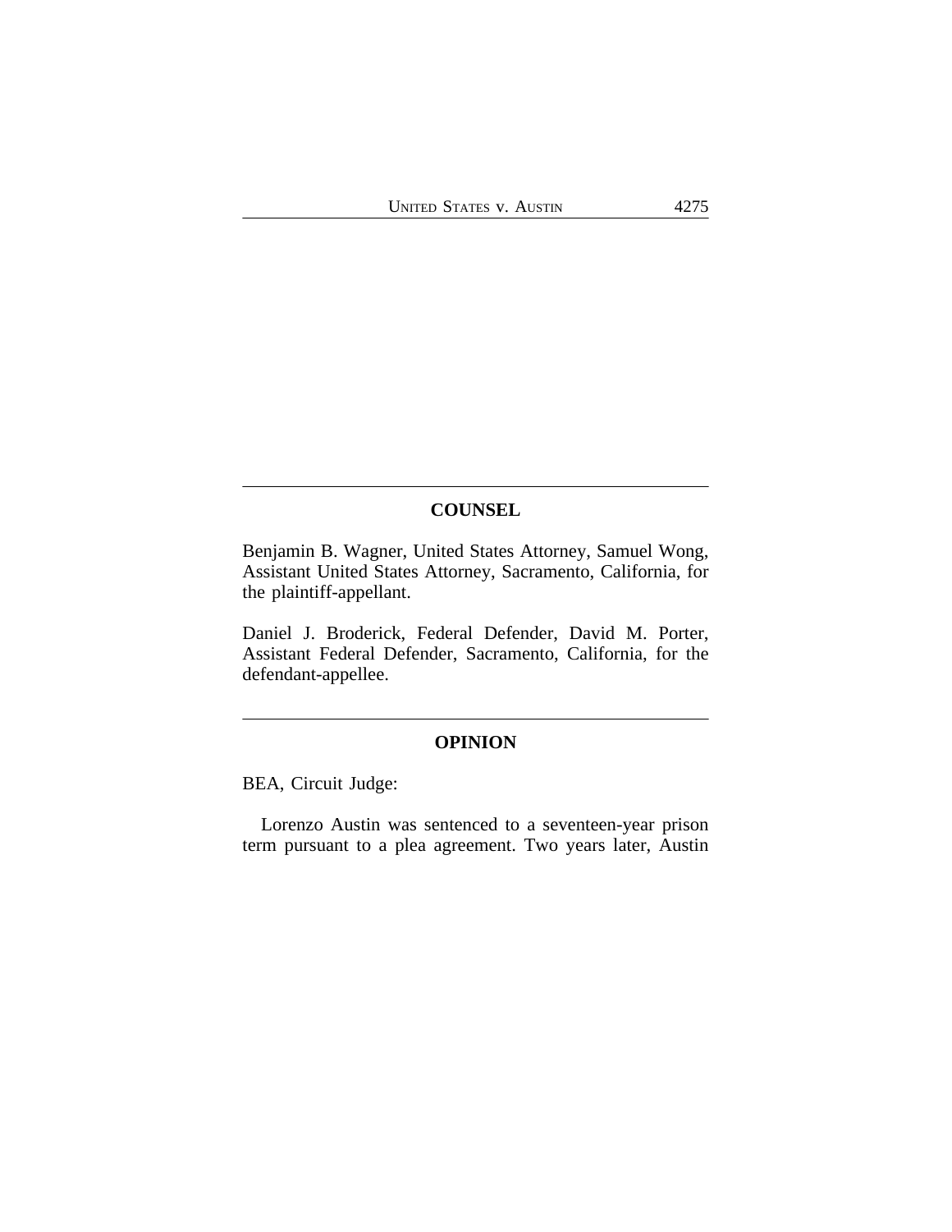## COUNSEL

Benjamin B. Wagner, United States Attorney, Samuel Wong, Assistant United States Attorney, Sacramento, California, for the plaintiff-appellant.

Daniel J. Broderick, Federal Defender, David M. Porter, Assistant Federal Defender, Sacramento, California, for the defendant-appellee.

## OPINION

BEA, Circuit Judge:

Lorenzo Austin was sentenced to a seventeen-year prison term pursuant to a plea agreement. Two years later, Austin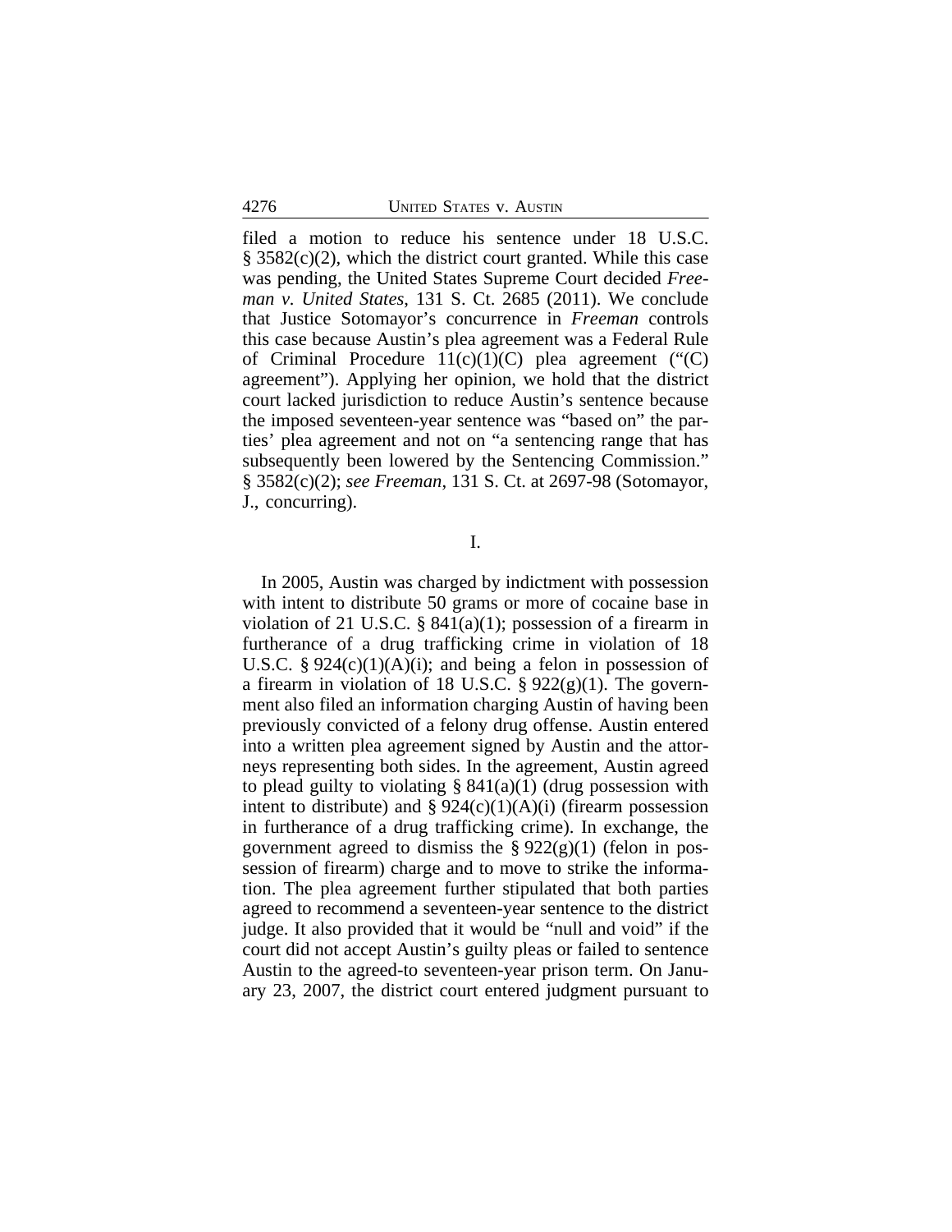filed a motion to reduce his sentence under 18 U.S.C. § 3582(c)(2), which the district court granted. While this case was pending, the United States Supreme Court decided *Freeman v. United States*, 131 S. Ct. 2685 (2011). We conclude that Justice Sotomayor's concurrence in *Freeman* controls this case because Austin's plea agreement was a Federal Rule of Criminal Procedure 11(c)(1)(C) plea agreement ("(C) agreement"). Applying her opinion, we hold that the district court lacked jurisdiction to reduce Austin's sentence because the imposed seventeen-year sentence was "based on" the parties' plea agreement and not on "a sentencing range that has subsequently been lowered by the Sentencing Commission." § 3582(c)(2); *see Freeman*, 131 S. Ct. at 2697-98 (Sotomayor, J., concurring).

## I.

In 2005, Austin was charged by indictment with possession with intent to distribute 50 grams or more of cocaine base in violation of 21 U.S.C. § 841(a)(1); possession of a firearm in furtherance of a drug trafficking crime in violation of 18 U.S.C. § 924(c)(1)(A)(i); and being a felon in possession of a firearm in violation of 18 U.S.C. § 922(g)(1). The government also filed an information charging Austin of having been previously convicted of a felony drug offense. Austin entered into a written plea agreement signed by Austin and the attorneys representing both sides. In the agreement, Austin agreed to plead guilty to violating § 841(a)(1) (drug possession with intent to distribute) and § 924(c)(1)(A)(i) (firearm possession in furtherance of a drug trafficking crime). In exchange, the government agreed to dismiss the § 922(g)(1) (felon in possession of firearm) charge and to move to strike the information. The plea agreement further stipulated that both parties agreed to recommend a seventeen-year sentence to the district judge. It also provided that it would be "null and void" if the court did not accept Austin's guilty pleas or failed to sentence Austin to the agreed-to seventeen-year prison term. On January 23, 2007, the district court entered judgment pursuant to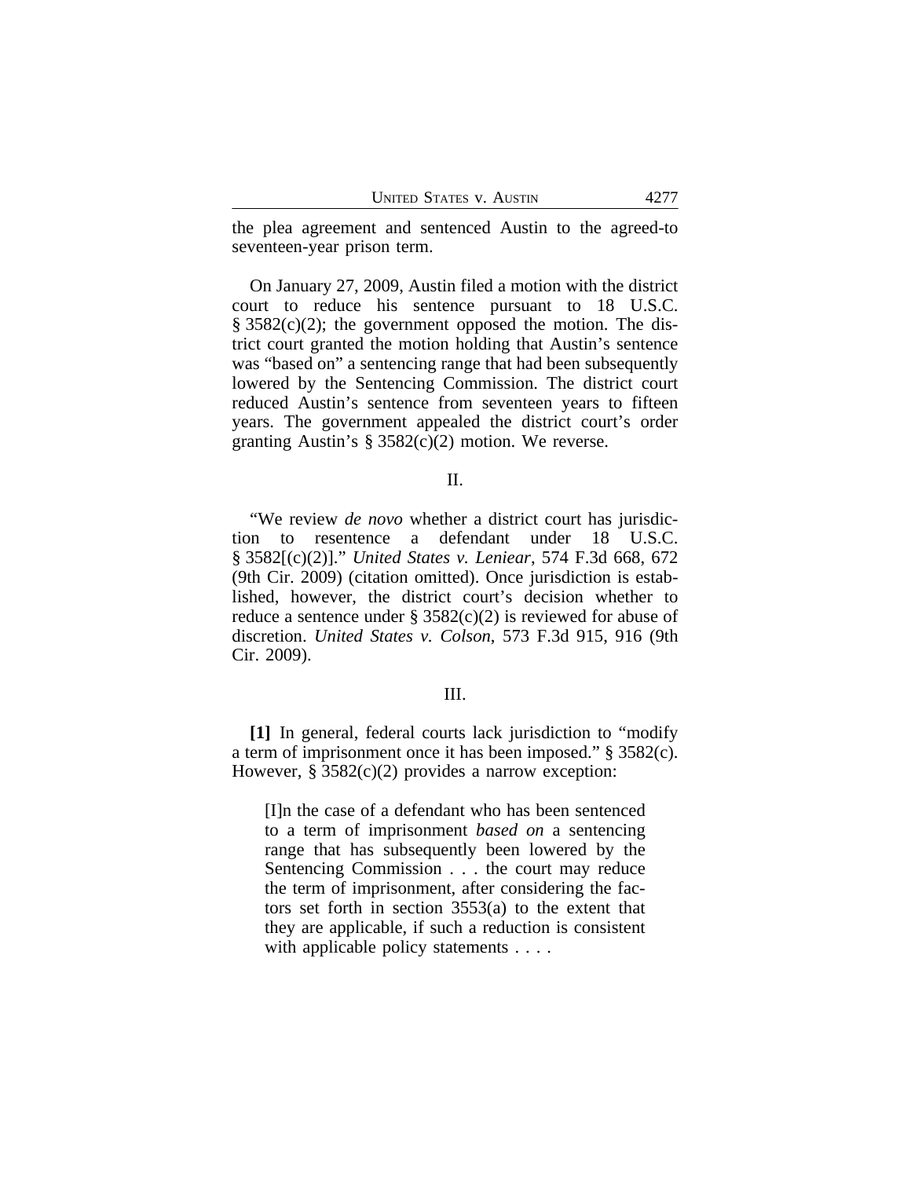the plea agreement and sentenced Austin to the agreed-to seventeen-year prison term.

On January 27, 2009, Austin filed a motion with the district court to reduce his sentence pursuant to 18 U.S.C. § 3582(c)(2); the government opposed the motion. The district court granted the motion holding that Austin's sentence was "based on" a sentencing range that had been subsequently lowered by the Sentencing Commission. The district court reduced Austin's sentence from seventeen years to fifteen years. The government appealed the district court's order granting Austin's § 3582(c)(2) motion. We reverse.

## II.

"We review *de novo* whether a district court has jurisdiction to resentence a defendant under 18 U.S.C. § 3582[(c)(2)]." *United States v. Leniear*, 574 F.3d 668, 672 (9th Cir. 2009) (citation omitted). Once jurisdiction is established, however, the district court's decision whether to reduce a sentence under § 3582(c)(2) is reviewed for abuse of discretion. *United States v. Colson*, 573 F.3d 915, 916 (9th Cir. 2009).

## III.

**[1]** In general, federal courts lack jurisdiction to "modify a term of imprisonment once it has been imposed." § 3582(c). However, § 3582(c)(2) provides a narrow exception:

> [I]n the case of a defendant who has been sentenced to a term of imprisonment *based on* a sentencing range that has subsequently been lowered by the Sentencing Commission . . . the court may reduce the term of imprisonment, after considering the factors set forth in section 3553(a) to the extent that they are applicable, if such a reduction is consistent with applicable policy statements . . . .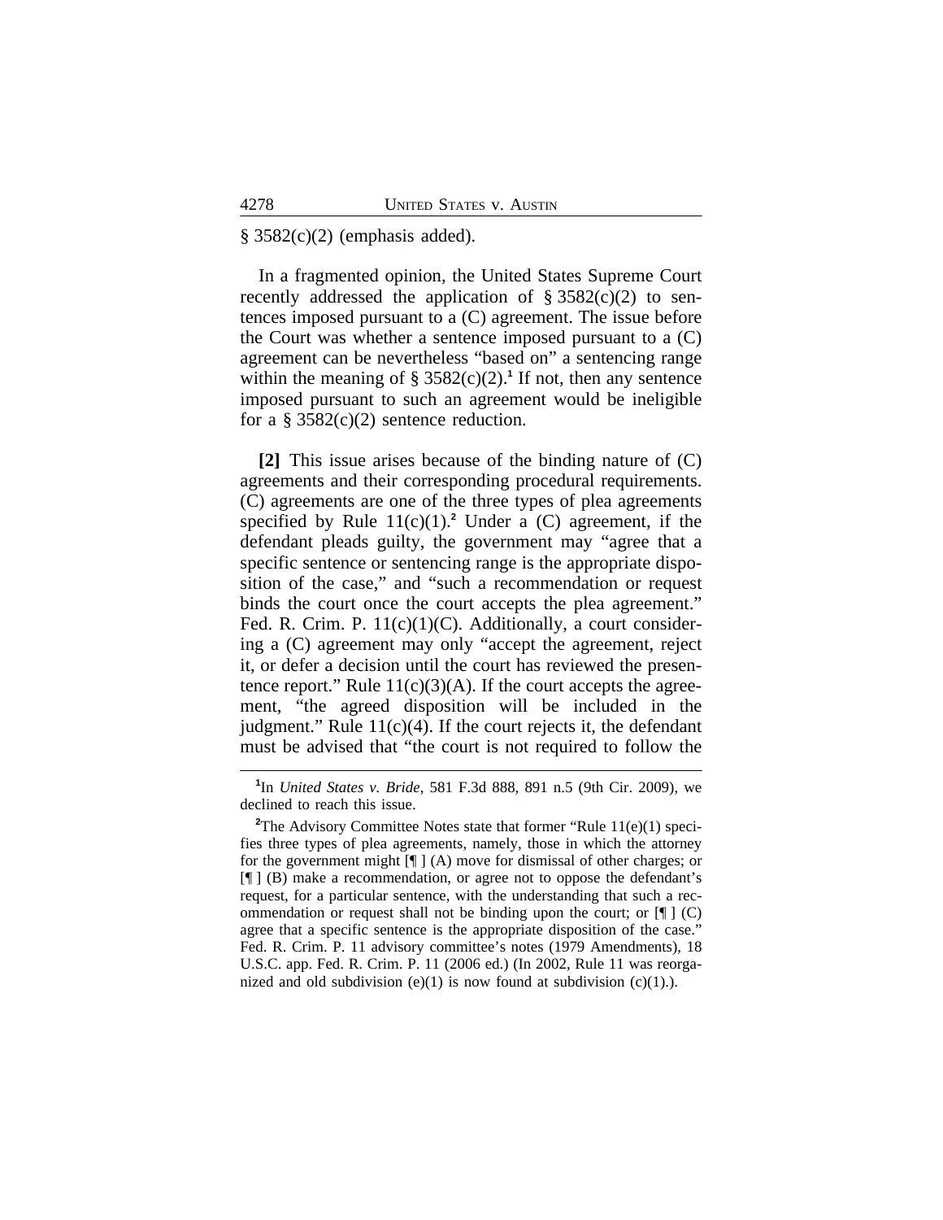§ 3582(c)(2) (emphasis added).

In a fragmented opinion, the United States Supreme Court recently addressed the application of § 3582(c)(2) to sentences imposed pursuant to a (C) agreement. The issue before the Court was whether a sentence imposed pursuant to a (C) agreement can be nevertheless "based on" a sentencing range within the meaning of § 3582(c)(2).[1] If not, then any sentence imposed pursuant to such an agreement would be ineligible for a § 3582(c)(2) sentence reduction.

**[2]** This issue arises because of the binding nature of (C) agreements and their corresponding procedural requirements. (C) agreements are one of the three types of plea agreements specified by Rule 11(c)(1).[2] Under a (C) agreement, if the defendant pleads guilty, the government may "agree that a specific sentence or sentencing range is the appropriate disposition of the case," and "such a recommendation or request binds the court once the court accepts the plea agreement." Fed. R. Crim. P. 11(c)(1)(C). Additionally, a court considering a (C) agreement may only "accept the agreement, reject it, or defer a decision until the court has reviewed the presentence report." Rule 11(c)(3)(A). If the court accepts the agreement, "the agreed disposition will be included in the judgment." Rule 11(c)(4). If the court rejects it, the defendant must be advised that "the court is not required to follow the

---

[1]In *United States v. Bride*, 581 F.3d 888, 891 n.5 (9th Cir. 2009), we declined to reach this issue.

[2]The Advisory Committee Notes state that former "Rule 11(e)(1) specifies three types of plea agreements, namely, those in which the attorney for the government might [¶ ] (A) move for dismissal of other charges; or [¶ ] (B) make a recommendation, or agree not to oppose the defendant's request, for a particular sentence, with the understanding that such a recommendation or request shall not be binding upon the court; or [¶ ] (C) agree that a specific sentence is the appropriate disposition of the case." Fed. R. Crim. P. 11 advisory committee's notes (1979 Amendments), 18 U.S.C. app. Fed. R. Crim. P. 11 (2006 ed.) (In 2002, Rule 11 was reorganized and old subdivision (e)(1) is now found at subdivision (c)(1).).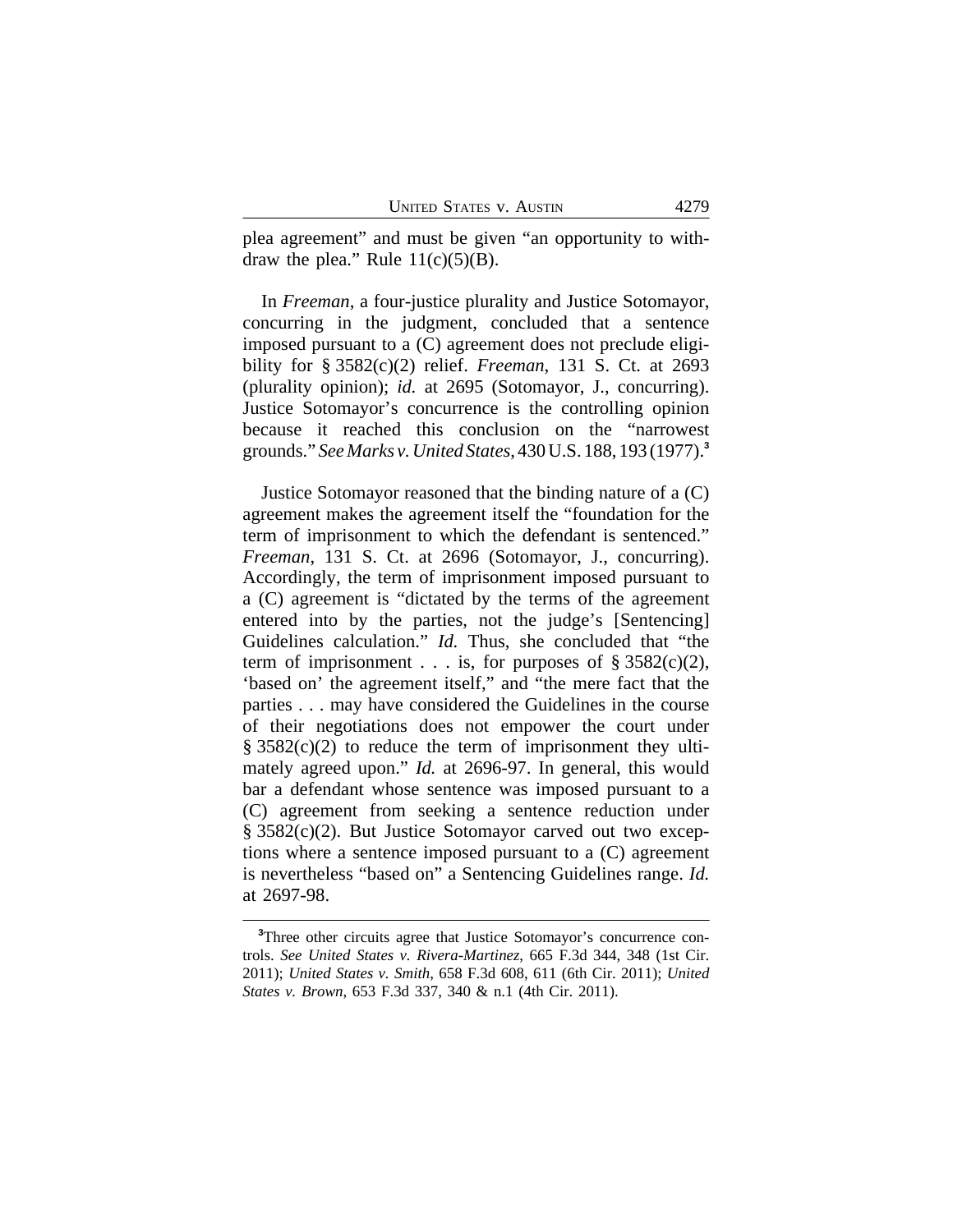plea agreement" and must be given "an opportunity to withdraw the plea." Rule 11(c)(5)(B).

In *Freeman*, a four-justice plurality and Justice Sotomayor, concurring in the judgment, concluded that a sentence imposed pursuant to a (C) agreement does not preclude eligibility for § 3582(c)(2) relief. *Freeman*, 131 S. Ct. at 2693 (plurality opinion); *id.* at 2695 (Sotomayor, J., concurring). Justice Sotomayor's concurrence is the controlling opinion because it reached this conclusion on the "narrowest grounds." *See Marks v. United States*, 430 U.S. 188, 193 (1977).[3]

Justice Sotomayor reasoned that the binding nature of a (C) agreement makes the agreement itself the "foundation for the term of imprisonment to which the defendant is sentenced." *Freeman*, 131 S. Ct. at 2696 (Sotomayor, J., concurring). Accordingly, the term of imprisonment imposed pursuant to a (C) agreement is "dictated by the terms of the agreement entered into by the parties, not the judge's [Sentencing] Guidelines calculation." *Id.* Thus, she concluded that "the term of imprisonment . . . is, for purposes of § 3582(c)(2), 'based on' the agreement itself," and "the mere fact that the parties . . . may have considered the Guidelines in the course of their negotiations does not empower the court under § 3582(c)(2) to reduce the term of imprisonment they ultimately agreed upon." *Id.* at 2696-97. In general, this would bar a defendant whose sentence was imposed pursuant to a (C) agreement from seeking a sentence reduction under § 3582(c)(2). But Justice Sotomayor carved out two exceptions where a sentence imposed pursuant to a (C) agreement is nevertheless "based on" a Sentencing Guidelines range. *Id.* at 2697-98.

---

[3]Three other circuits agree that Justice Sotomayor's concurrence controls. *See United States v. Rivera-Martinez*, 665 F.3d 344, 348 (1st Cir. 2011); *United States v. Smith*, 658 F.3d 608, 611 (6th Cir. 2011); *United States v. Brown*, 653 F.3d 337, 340 & n.1 (4th Cir. 2011).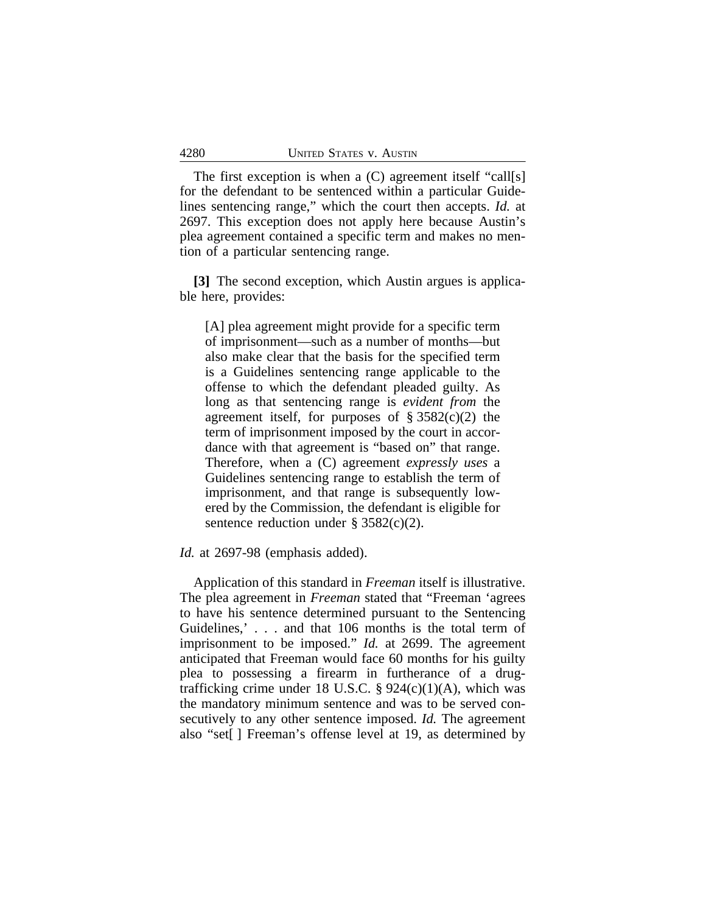The first exception is when a (C) agreement itself "call[s] for the defendant to be sentenced within a particular Guidelines sentencing range," which the court then accepts. *Id.* at 2697. This exception does not apply here because Austin's plea agreement contained a specific term and makes no mention of a particular sentencing range.

**[3]** The second exception, which Austin argues is applicable here, provides:

> [A] plea agreement might provide for a specific term of imprisonment—such as a number of months—but also make clear that the basis for the specified term is a Guidelines sentencing range applicable to the offense to which the defendant pleaded guilty. As long as that sentencing range is *evident from* the agreement itself, for purposes of § 3582(c)(2) the term of imprisonment imposed by the court in accordance with that agreement is "based on" that range. Therefore, when a (C) agreement *expressly uses* a Guidelines sentencing range to establish the term of imprisonment, and that range is subsequently lowered by the Commission, the defendant is eligible for sentence reduction under § 3582(c)(2).

*Id.* at 2697-98 (emphasis added).

Application of this standard in *Freeman* itself is illustrative. The plea agreement in *Freeman* stated that "Freeman 'agrees to have his sentence determined pursuant to the Sentencing Guidelines,' . . . and that 106 months is the total term of imprisonment to be imposed." *Id.* at 2699. The agreement anticipated that Freeman would face 60 months for his guilty plea to possessing a firearm in furtherance of a drug-trafficking crime under 18 U.S.C. § 924(c)(1)(A), which was the mandatory minimum sentence and was to be served consecutively to any other sentence imposed. *Id.* The agreement also "set[ ] Freeman's offense level at 19, as determined by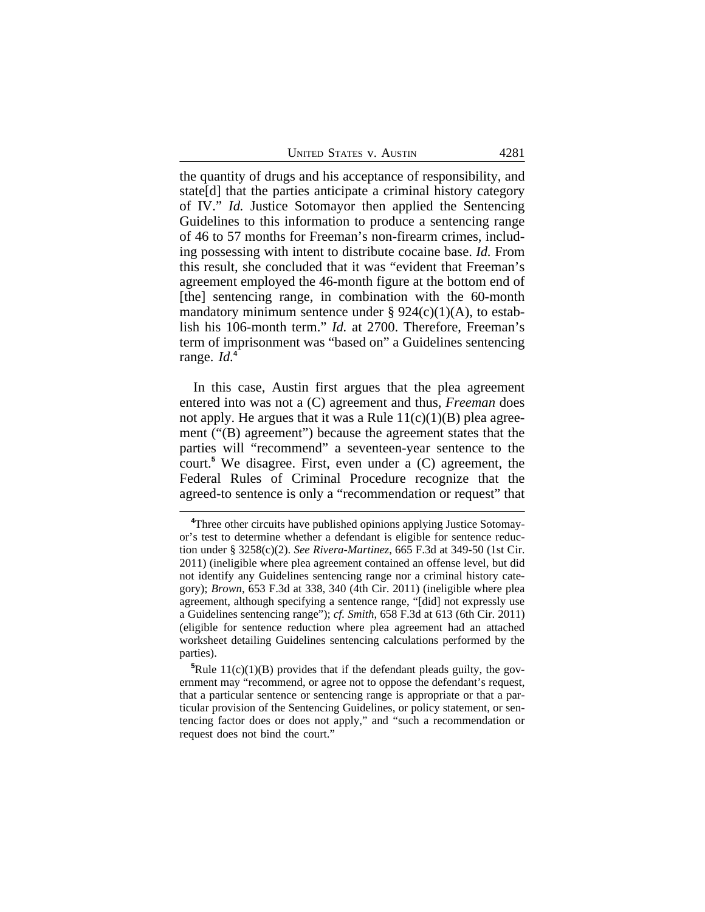the quantity of drugs and his acceptance of responsibility, and state[d] that the parties anticipate a criminal history category of IV." *Id.* Justice Sotomayor then applied the Sentencing Guidelines to this information to produce a sentencing range of 46 to 57 months for Freeman's non-firearm crimes, including possessing with intent to distribute cocaine base. *Id.* From this result, she concluded that it was "evident that Freeman's agreement employed the 46-month figure at the bottom end of [the] sentencing range, in combination with the 60-month mandatory minimum sentence under § 924(c)(1)(A), to establish his 106-month term." *Id.* at 2700. Therefore, Freeman's term of imprisonment was "based on" a Guidelines sentencing range. *Id.*[4]

In this case, Austin first argues that the plea agreement entered into was not a (C) agreement and thus, *Freeman* does not apply. He argues that it was a Rule 11(c)(1)(B) plea agreement ("(B) agreement") because the agreement states that the parties will "recommend" a seventeen-year sentence to the court.[5] We disagree. First, even under a (C) agreement, the Federal Rules of Criminal Procedure recognize that the agreed-to sentence is only a "recommendation or request" that

---

[4]Three other circuits have published opinions applying Justice Sotomayor's test to determine whether a defendant is eligible for sentence reduction under § 3258(c)(2). *See Rivera-Martinez*, 665 F.3d at 349-50 (1st Cir. 2011) (ineligible where plea agreement contained an offense level, but did not identify any Guidelines sentencing range nor a criminal history category); *Brown*, 653 F.3d at 338, 340 (4th Cir. 2011) (ineligible where plea agreement, although specifying a sentence range, "[did] not expressly use a Guidelines sentencing range"); *cf. Smith*, 658 F.3d at 613 (6th Cir. 2011) (eligible for sentence reduction where plea agreement had an attached worksheet detailing Guidelines sentencing calculations performed by the parties).

[5]Rule 11(c)(1)(B) provides that if the defendant pleads guilty, the government may "recommend, or agree not to oppose the defendant's request, that a particular sentence or sentencing range is appropriate or that a particular provision of the Sentencing Guidelines, or policy statement, or sentencing factor does or does not apply," and "such a recommendation or request does not bind the court."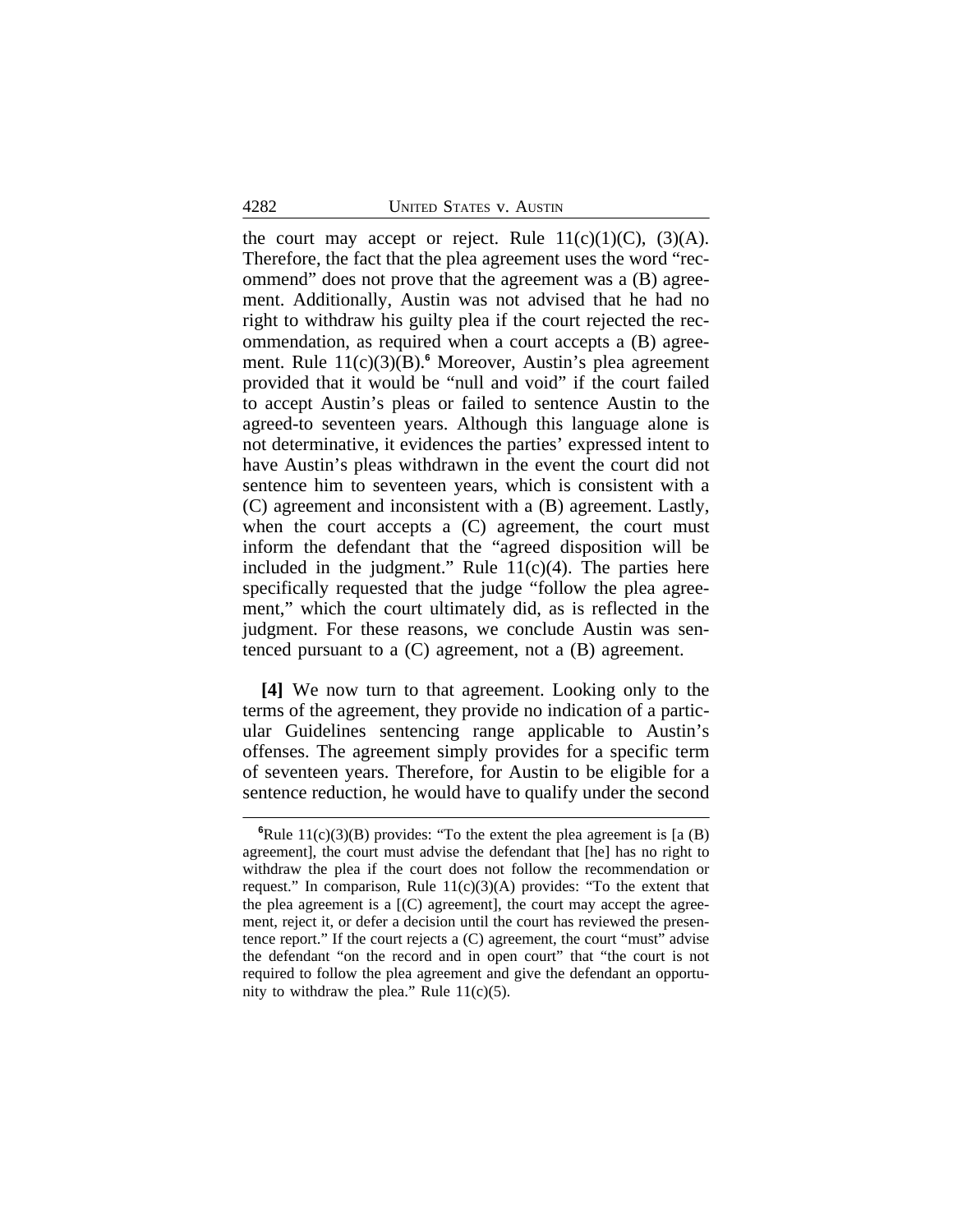the court may accept or reject. Rule 11(c)(1)(C), (3)(A). Therefore, the fact that the plea agreement uses the word "recommend" does not prove that the agreement was a (B) agreement. Additionally, Austin was not advised that he had no right to withdraw his guilty plea if the court rejected the recommendation, as required when a court accepts a (B) agreement. Rule 11(c)(3)(B).[6] Moreover, Austin's plea agreement provided that it would be "null and void" if the court failed to accept Austin's pleas or failed to sentence Austin to the agreed-to seventeen years. Although this language alone is not determinative, it evidences the parties' expressed intent to have Austin's pleas withdrawn in the event the court did not sentence him to seventeen years, which is consistent with a (C) agreement and inconsistent with a (B) agreement. Lastly, when the court accepts a (C) agreement, the court must inform the defendant that the "agreed disposition will be included in the judgment." Rule 11(c)(4). The parties here specifically requested that the judge "follow the plea agreement," which the court ultimately did, as is reflected in the judgment. For these reasons, we conclude Austin was sentenced pursuant to a (C) agreement, not a (B) agreement.

**[4]** We now turn to that agreement. Looking only to the terms of the agreement, they provide no indication of a particular Guidelines sentencing range applicable to Austin's offenses. The agreement simply provides for a specific term of seventeen years. Therefore, for Austin to be eligible for a sentence reduction, he would have to qualify under the second

---

[6]Rule 11(c)(3)(B) provides: "To the extent the plea agreement is [a (B) agreement], the court must advise the defendant that [he] has no right to withdraw the plea if the court does not follow the recommendation or request." In comparison, Rule 11(c)(3)(A) provides: "To the extent that the plea agreement is a [(C) agreement], the court may accept the agreement, reject it, or defer a decision until the court has reviewed the presentence report." If the court rejects a (C) agreement, the court "must" advise the defendant "on the record and in open court" that "the court is not required to follow the plea agreement and give the defendant an opportunity to withdraw the plea." Rule 11(c)(5).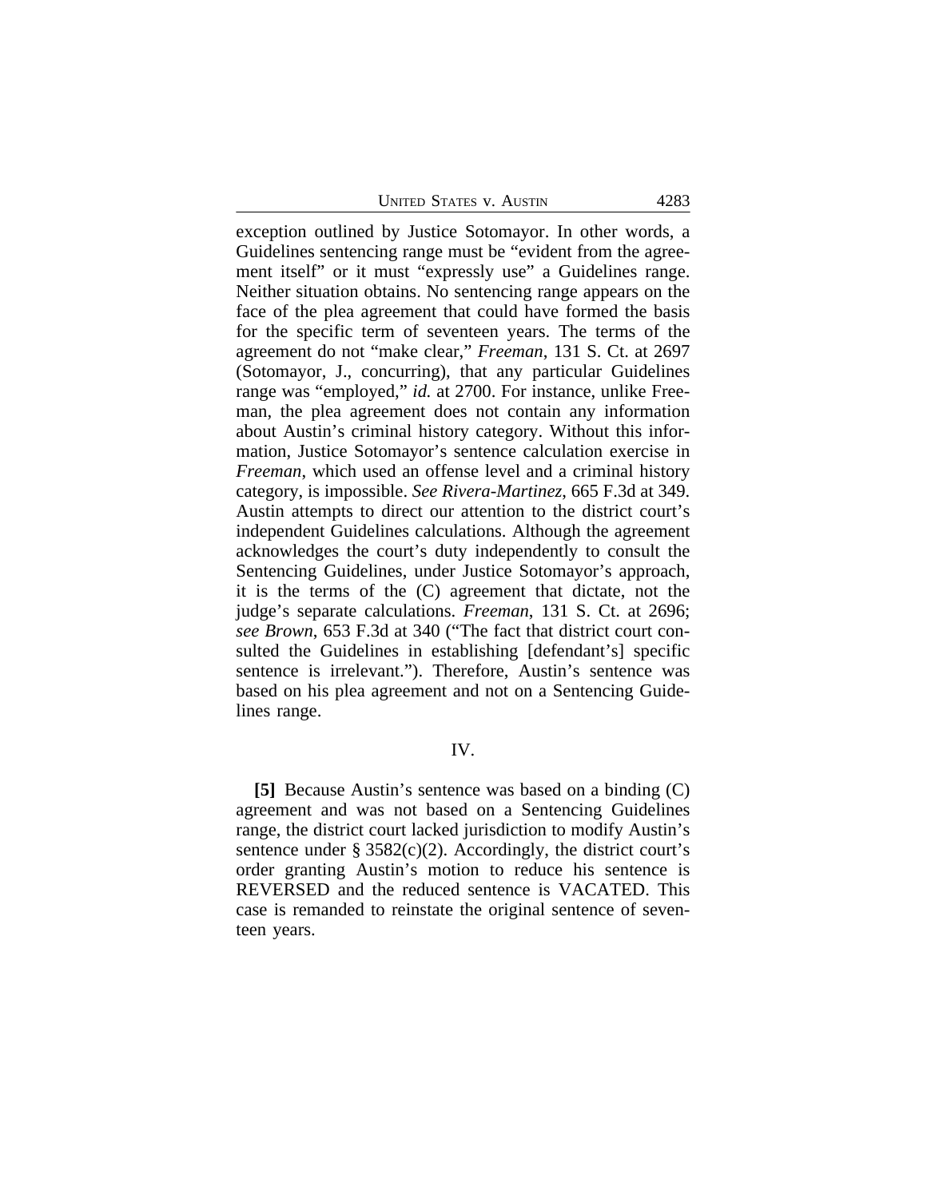exception outlined by Justice Sotomayor. In other words, a Guidelines sentencing range must be "evident from the agreement itself" or it must "expressly use" a Guidelines range. Neither situation obtains. No sentencing range appears on the face of the plea agreement that could have formed the basis for the specific term of seventeen years. The terms of the agreement do not "make clear," *Freeman*, 131 S. Ct. at 2697 (Sotomayor, J., concurring), that any particular Guidelines range was "employed," *id.* at 2700. For instance, unlike Freeman, the plea agreement does not contain any information about Austin's criminal history category. Without this information, Justice Sotomayor's sentence calculation exercise in *Freeman*, which used an offense level and a criminal history category, is impossible. *See Rivera-Martinez*, 665 F.3d at 349. Austin attempts to direct our attention to the district court's independent Guidelines calculations. Although the agreement acknowledges the court's duty independently to consult the Sentencing Guidelines, under Justice Sotomayor's approach, it is the terms of the (C) agreement that dictate, not the judge's separate calculations. *Freeman*, 131 S. Ct. at 2696; *see Brown*, 653 F.3d at 340 ("The fact that district court consulted the Guidelines in establishing [defendant's] specific sentence is irrelevant."). Therefore, Austin's sentence was based on his plea agreement and not on a Sentencing Guidelines range.

## IV.

**[5]** Because Austin's sentence was based on a binding (C) agreement and was not based on a Sentencing Guidelines range, the district court lacked jurisdiction to modify Austin's sentence under § 3582(c)(2). Accordingly, the district court's order granting Austin's motion to reduce his sentence is REVERSED and the reduced sentence is VACATED. This case is remanded to reinstate the original sentence of seventeen years.